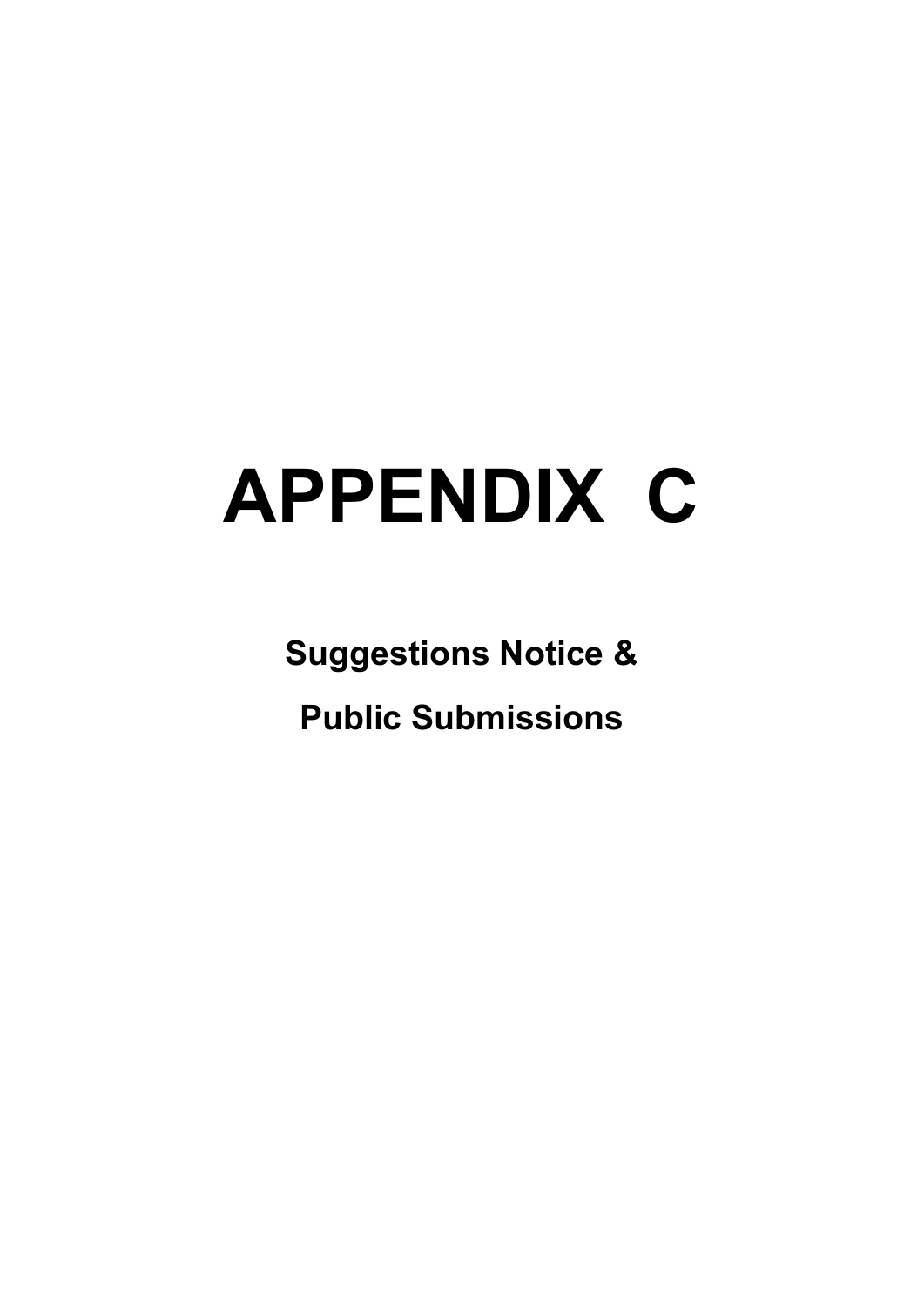# APPENDIX C

## Suggestions Notice &

## Public Submissions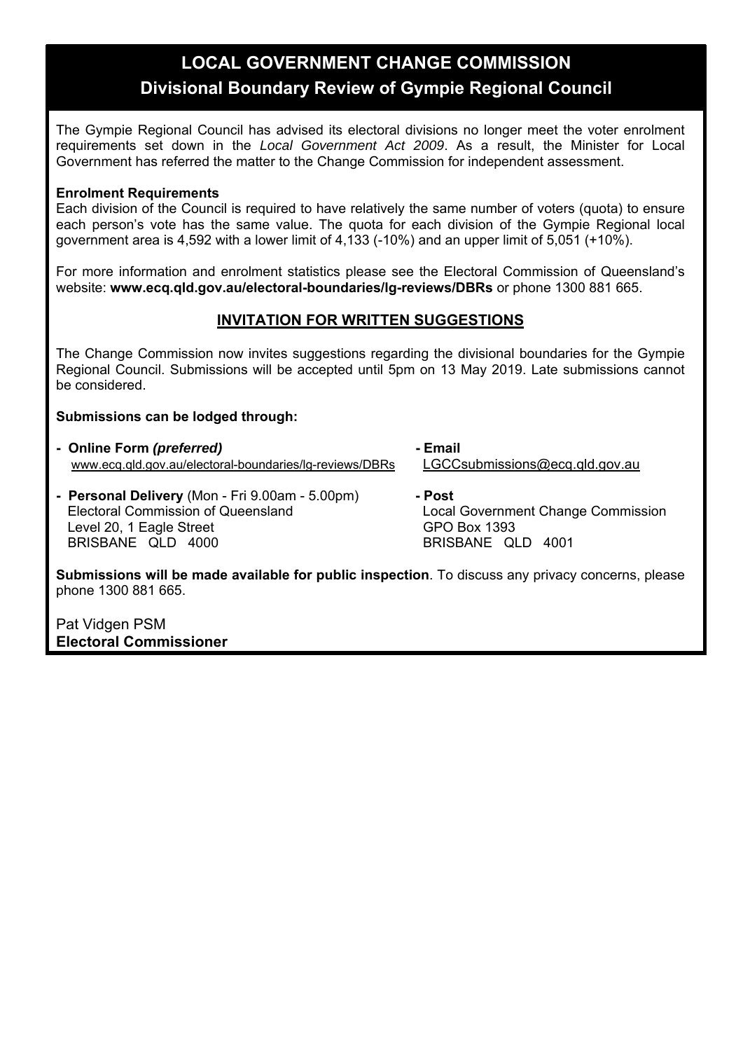# LOCAL GOVERNMENT CHANGE COMMISSION

## Divisional Boundary Review of Gympie Regional Council

The Gympie Regional Council has advised its electoral divisions no longer meet the voter enrolment requirements set down in the *Local Government Act 2009*. As a result, the Minister for Local Government has referred the matter to the Change Commission for independent assessment.

**Enrolment Requirements**

Each division of the Council is required to have relatively the same number of voters (quota) to ensure each person's vote has the same value. The quota for each division of the Gympie Regional local government area is 4,592 with a lower limit of 4,133 (-10%) and an upper limit of 5,051 (+10%).

For more information and enrolment statistics please see the Electoral Commission of Queensland's website: **www.ecq.qld.gov.au/electoral-boundaries/lg-reviews/DBRs** or phone 1300 881 665.

## INVITATION FOR WRITTEN SUGGESTIONS

The Change Commission now invites suggestions regarding the divisional boundaries for the Gympie Regional Council. Submissions will be accepted until 5pm on 13 May 2019. Late submissions cannot be considered.

**Submissions can be lodged through:**

- **Online Form *(preferred)***
  www.ecq.qld.gov.au/electoral-boundaries/lg-reviews/DBRs
- **Email**
  LGCCsubmissions@ecq.qld.gov.au
- **Personal Delivery** (Mon - Fri 9.00am - 5.00pm)
  Electoral Commission of Queensland
  Level 20, 1 Eagle Street
  BRISBANE QLD 4000
- **Post**
  Local Government Change Commission
  GPO Box 1393
  BRISBANE QLD 4001

**Submissions will be made available for public inspection**. To discuss any privacy concerns, please phone 1300 881 665.

Pat Vidgen PSM
**Electoral Commissioner**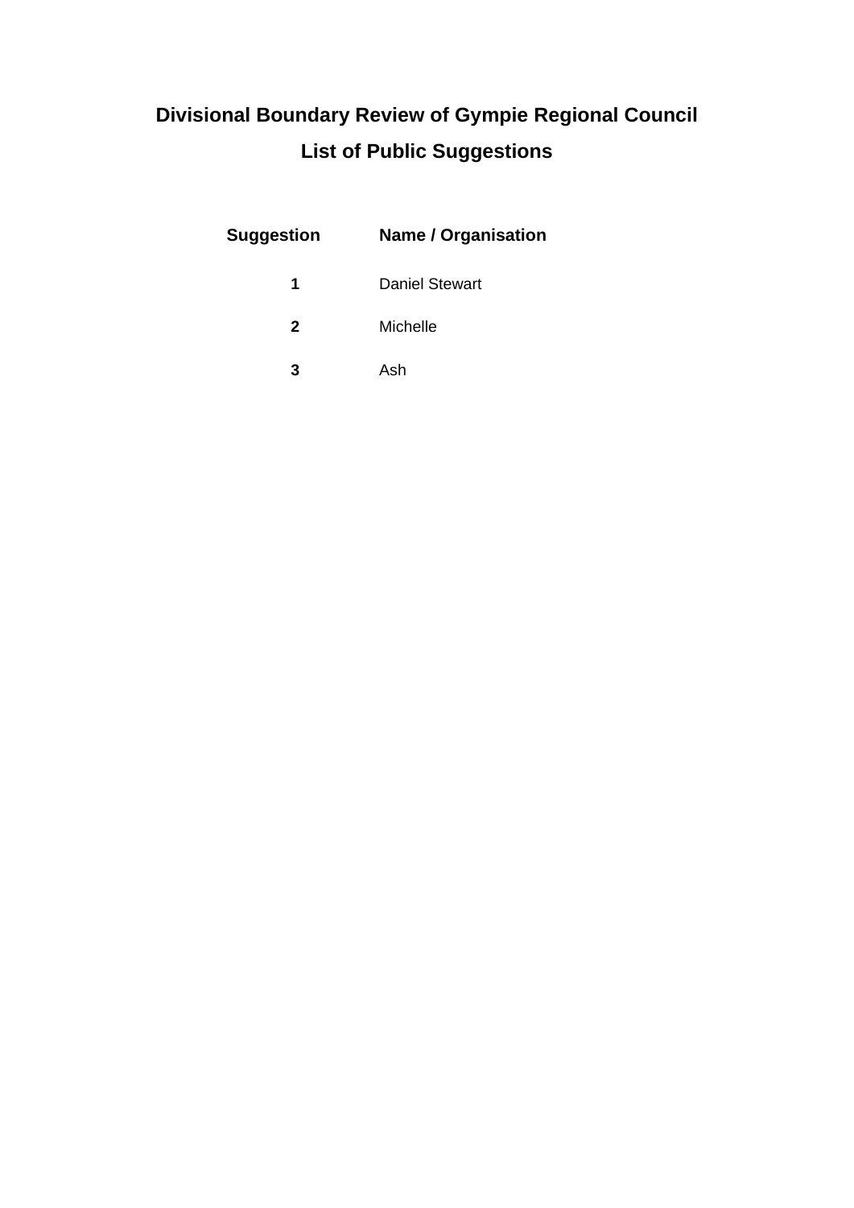# Divisional Boundary Review of Gympie Regional Council

## List of Public Suggestions

| Suggestion | Name / Organisation |
|---|---|
| **1** | Daniel Stewart |
| **2** | Michelle |
| **3** | Ash |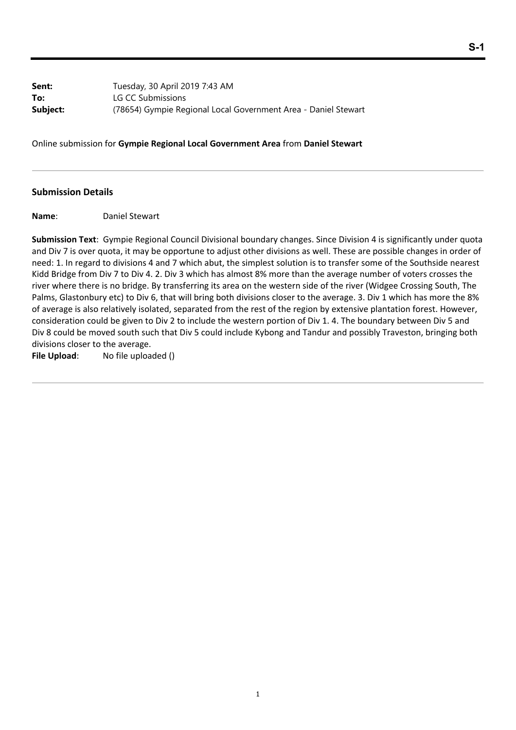**S-1**

| | |
|---|---|
| **Sent:** | Tuesday, 30 April 2019 7:43 AM |
| **To:** | LG CC Submissions |
| **Subject:** | (78654) Gympie Regional Local Government Area - Daniel Stewart |

Online submission for **Gympie Regional Local Government Area** from **Daniel Stewart**

---

## Submission Details

**Name**: Daniel Stewart

**Submission Text**: Gympie Regional Council Divisional boundary changes. Since Division 4 is significantly under quota and Div 7 is over quota, it may be opportune to adjust other divisions as well. These are possible changes in order of need: 1. In regard to divisions 4 and 7 which abut, the simplest solution is to transfer some of the Southside nearest Kidd Bridge from Div 7 to Div 4. 2. Div 3 which has almost 8% more than the average number of voters crosses the river where there is no bridge. By transferring its area on the western side of the river (Widgee Crossing South, The Palms, Glastonbury etc) to Div 6, that will bring both divisions closer to the average. 3. Div 1 which has more the 8% of average is also relatively isolated, separated from the rest of the region by extensive plantation forest. However, consideration could be given to Div 2 to include the western portion of Div 1. 4. The boundary between Div 5 and Div 8 could be moved south such that Div 5 could include Kybong and Tandur and possibly Traveston, bringing both divisions closer to the average.

**File Upload**: No file uploaded ()

---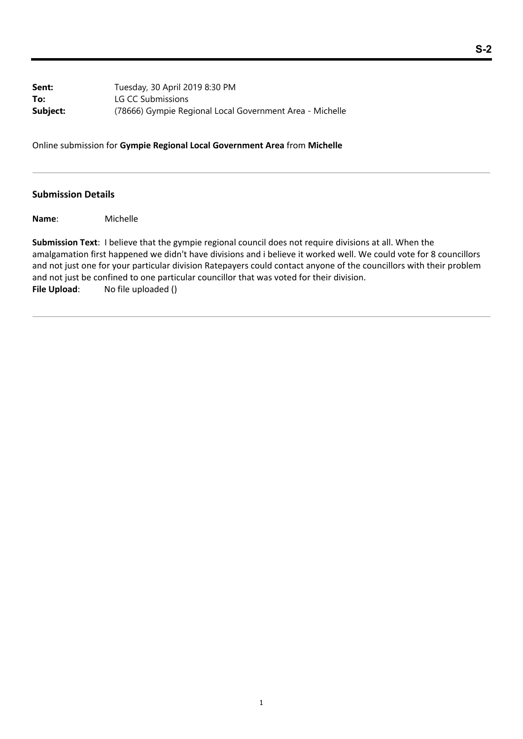**S-2**

**Sent:** Tuesday, 30 April 2019 8:30 PM
**To:** LG CC Submissions
**Subject:** (78666) Gympie Regional Local Government Area - Michelle

Online submission for **Gympie Regional Local Government Area** from **Michelle**

---

## Submission Details

**Name**: Michelle

**Submission Text**: I believe that the gympie regional council does not require divisions at all. When the amalgamation first happened we didn't have divisions and i believe it worked well. We could vote for 8 councillors and not just one for your particular division Ratepayers could contact anyone of the councillors with their problem and not just be confined to one particular councillor that was voted for their division.
**File Upload**: No file uploaded ()

---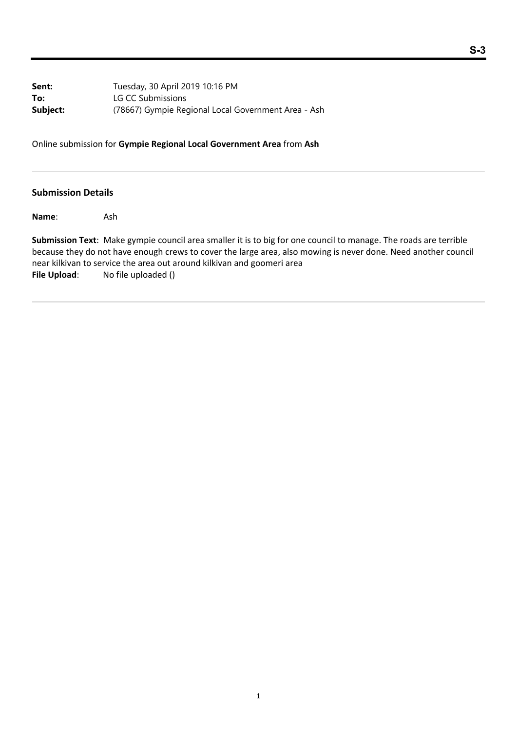S-3

**Sent:** Tuesday, 30 April 2019 10:16 PM
**To:** LG CC Submissions
**Subject:** (78667) Gympie Regional Local Government Area - Ash

Online submission for **Gympie Regional Local Government Area** from **Ash**

---

## Submission Details

**Name**: Ash

**Submission Text**: Make gympie council area smaller it is to big for one council to manage. The roads are terrible because they do not have enough crews to cover the large area, also mowing is never done. Need another council near kilkivan to service the area out around kilkivan and goomeri area
**File Upload**: No file uploaded ()

---